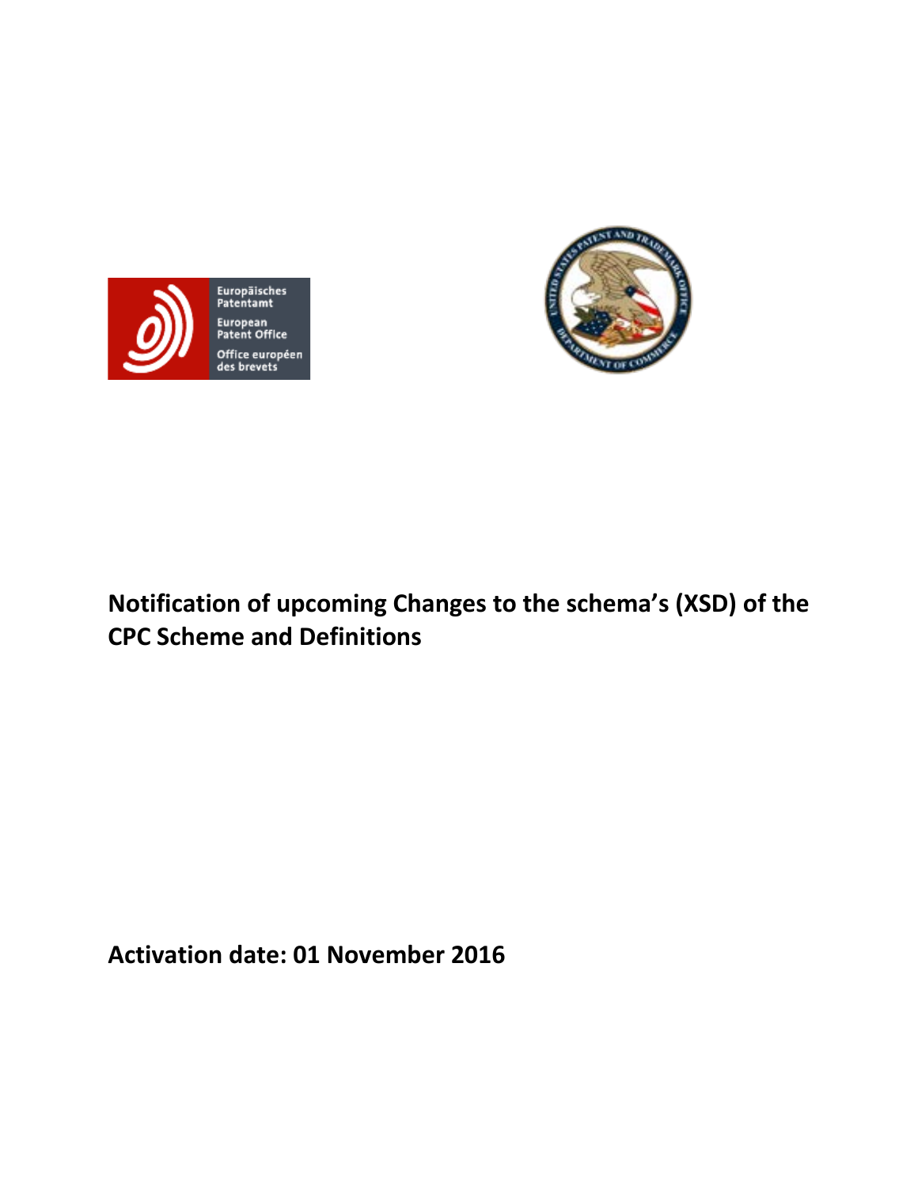Europäisches Patentamt
European Patent Office
Office européen des brevets

# Notification of upcoming Changes to the schema's (XSD) of the CPC Scheme and Definitions

**Activation date: 01 November 2016**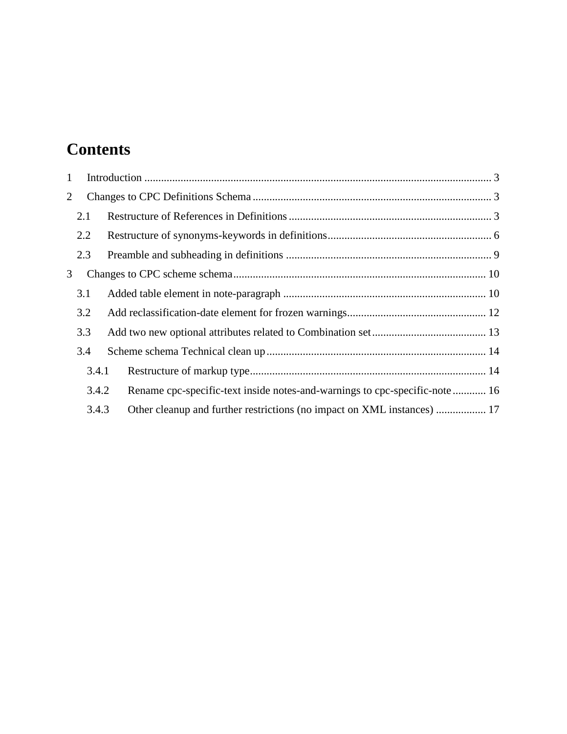# Contents

1 Introduction ........................................................................................................................ 3

2 Changes to CPC Definitions Schema ..................................................................................... 3

2.1 Restructure of References in Definitions ......................................................................... 3

2.2 Restructure of synonyms-keywords in definitions ........................................................... 6

2.3 Preamble and subheading in definitions .......................................................................... 9

3 Changes to CPC scheme schema ........................................................................................... 10

3.1 Added table element in note-paragraph ......................................................................... 10

3.2 Add reclassification-date element for frozen warnings .................................................. 12

3.3 Add two new optional attributes related to Combination set ......................................... 13

3.4 Scheme schema Technical clean up ............................................................................... 14

3.4.1 Restructure of markup type ..................................................................................... 14

3.4.2 Rename cpc-specific-text inside notes-and-warnings to cpc-specific-note ............ 16

3.4.3 Other cleanup and further restrictions (no impact on XML instances) .................. 17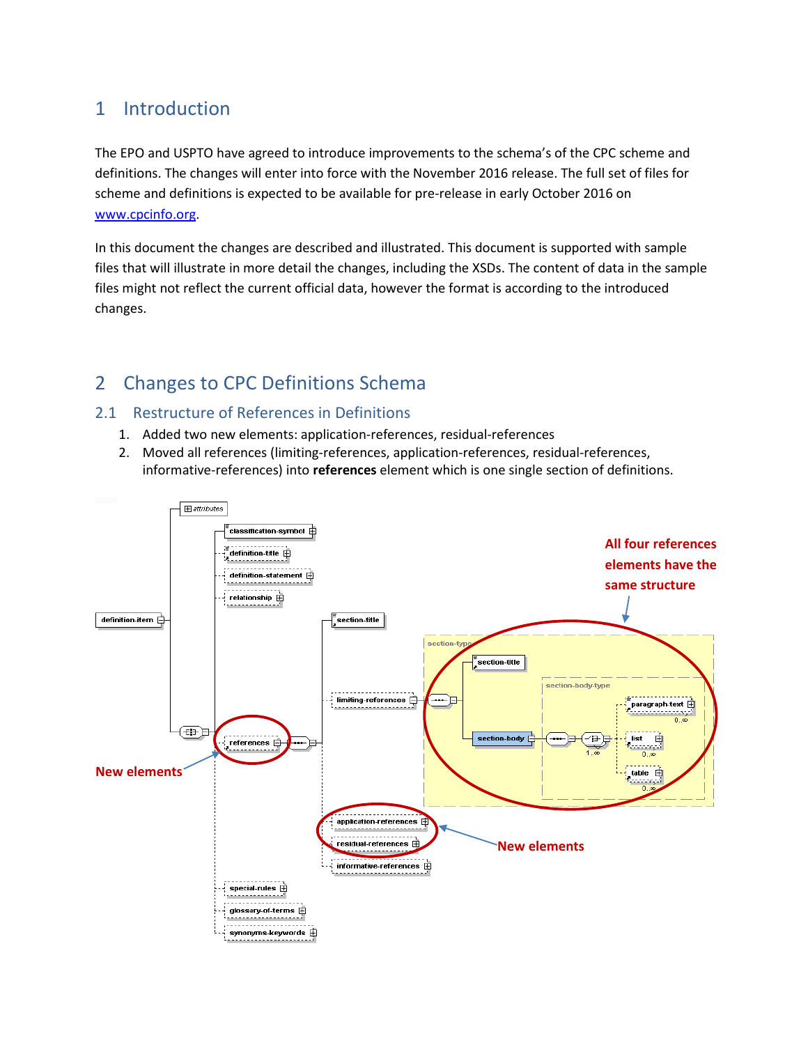# 1 Introduction

The EPO and USPTO have agreed to introduce improvements to the schema's of the CPC scheme and definitions. The changes will enter into force with the November 2016 release. The full set of files for scheme and definitions is expected to be available for pre-release in early October 2016 on www.cpcinfo.org.

In this document the changes are described and illustrated. This document is supported with sample files that will illustrate in more detail the changes, including the XSDs. The content of data in the sample files might not reflect the current official data, however the format is according to the introduced changes.

# 2 Changes to CPC Definitions Schema

## 2.1 Restructure of References in Definitions

1. Added two new elements: application-references, residual-references
2. Moved all references (limiting-references, application-references, residual-references, informative-references) into **references** element which is one single section of definitions.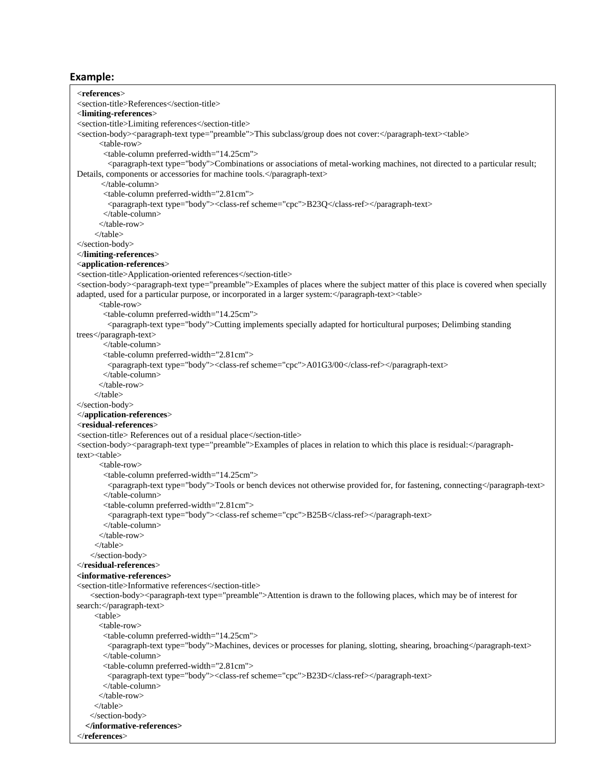**Example:**

```
<references>
<section-title>References</section-title>
<limiting-references>
<section-title>Limiting references</section-title>
<section-body><paragraph-text type="preamble">This subclass/group does not cover:</paragraph-text><table>
        <table-row>
          <table-column preferred-width="14.25cm">
            <paragraph-text type="body">Combinations or associations of metal-working machines, not directed to a particular result;
Details, components or accessories for machine tools.</paragraph-text>
          </table-column>
          <table-column preferred-width="2.81cm">
            <paragraph-text type="body"><class-ref scheme="cpc">B23Q</class-ref></paragraph-text>
          </table-column>
        </table-row>
      </table>
</section-body>
</limiting-references>
<application-references>
<section-title>Application-oriented references</section-title>
<section-body><paragraph-text type="preamble">Examples of places where the subject matter of this place is covered when specially
adapted, used for a particular purpose, or incorporated in a larger system:</paragraph-text><table>
        <table-row>
          <table-column preferred-width="14.25cm">
            <paragraph-text type="body">Cutting implements specially adapted for horticultural purposes; Delimbing standing
trees</paragraph-text>
          </table-column>
          <table-column preferred-width="2.81cm">
            <paragraph-text type="body"><class-ref scheme="cpc">A01G3/00</class-ref></paragraph-text>
          </table-column>
        </table-row>
      </table>
</section-body>
</application-references>
<residual-references>
<section-title> References out of a residual place</section-title>
<section-body><paragraph-text type="preamble">Examples of places in relation to which this place is residual:</paragraph-
text><table>
        <table-row>
          <table-column preferred-width="14.25cm">
            <paragraph-text type="body">Tools or bench devices not otherwise provided for, for fastening, connecting</paragraph-text>
          </table-column>
          <table-column preferred-width="2.81cm">
            <paragraph-text type="body"><class-ref scheme="cpc">B25B</class-ref></paragraph-text>
          </table-column>
        </table-row>
      </table>
    </section-body>
</residual-references>
<informative-references>
<section-title>Informative references</section-title>
    <section-body><paragraph-text type="preamble">Attention is drawn to the following places, which may be of interest for
search:</paragraph-text>
      <table>
        <table-row>
          <table-column preferred-width="14.25cm">
            <paragraph-text type="body">Machines, devices or processes for planing, slotting, shearing, broaching</paragraph-text>
          </table-column>
          <table-column preferred-width="2.81cm">
            <paragraph-text type="body"><class-ref scheme="cpc">B23D</class-ref></paragraph-text>
          </table-column>
        </table-row>
      </table>
    </section-body>
  </informative-references>
</references>
```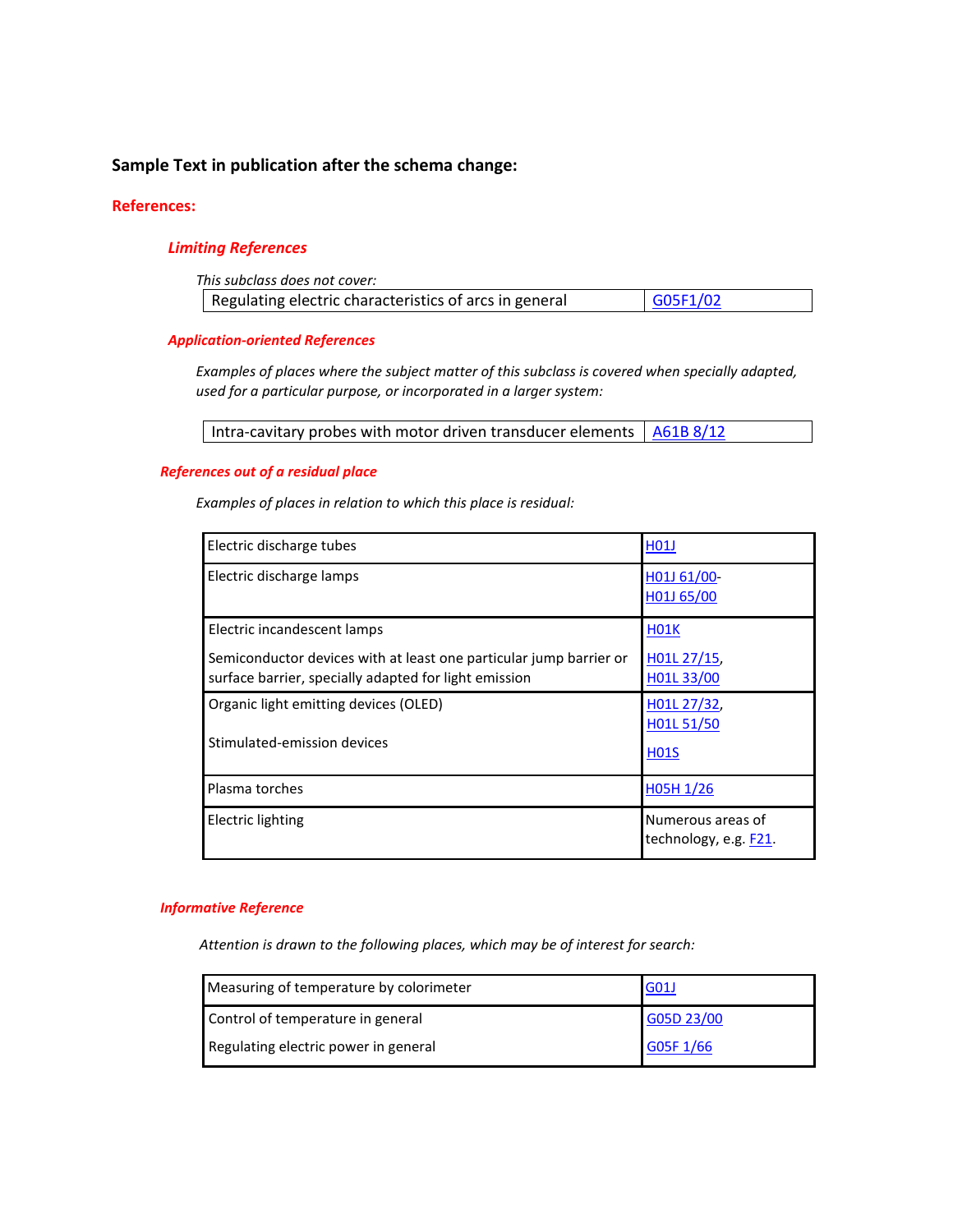**Sample Text in publication after the schema change:**

## References:

### *Limiting References*

*This subclass does not cover:*

| | |
|---|---|
| Regulating electric characteristics of arcs in general | G05F1/02 |

### *Application-oriented References*

*Examples of places where the subject matter of this subclass is covered when specially adapted, used for a particular purpose, or incorporated in a larger system:*

| | |
|---|---|
| Intra-cavitary probes with motor driven transducer elements | A61B 8/12 |

### *References out of a residual place*

*Examples of places in relation to which this place is residual:*

| | |
|---|---|
| Electric discharge tubes | H01J |
| Electric discharge lamps | H01J 61/00-H01J 65/00 |
| Electric incandescent lamps<br>Semiconductor devices with at least one particular jump barrier or surface barrier, specially adapted for light emission | H01K<br>H01L 27/15, H01L 33/00 |
| Organic light emitting devices (OLED)<br>Stimulated-emission devices | H01L 27/32, H01L 51/50<br>H01S |
| Plasma torches | H05H 1/26 |
| Electric lighting | Numerous areas of technology, e.g. F21. |

### *Informative Reference*

*Attention is drawn to the following places, which may be of interest for search:*

| | |
|---|---|
| Measuring of temperature by colorimeter | G01J |
| Control of temperature in general<br>Regulating electric power in general | G05D 23/00<br>G05F 1/66 |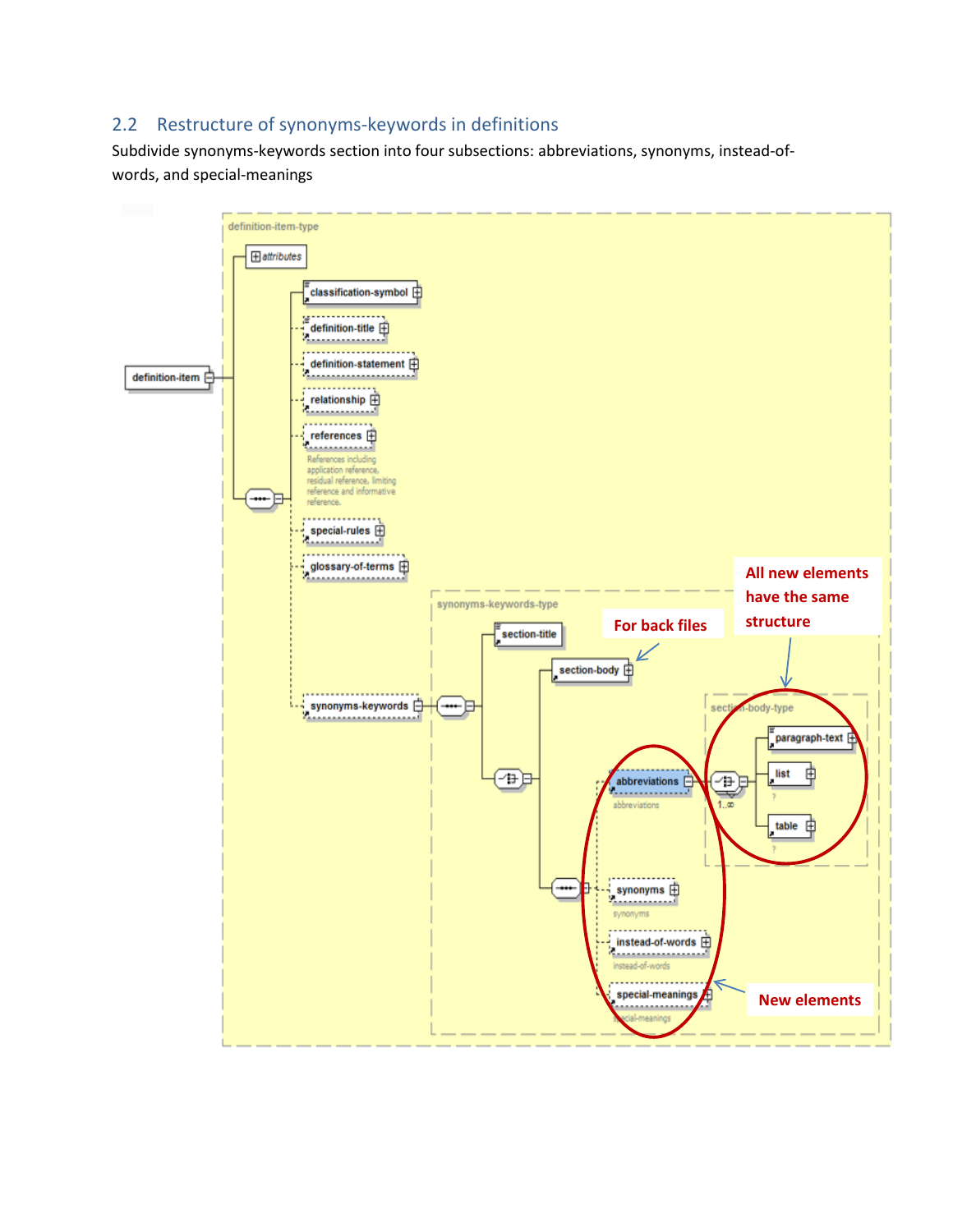## 2.2 Restructure of synonyms-keywords in definitions

Subdivide synonyms-keywords section into four subsections: abbreviations, synonyms, instead-of-words, and special-meanings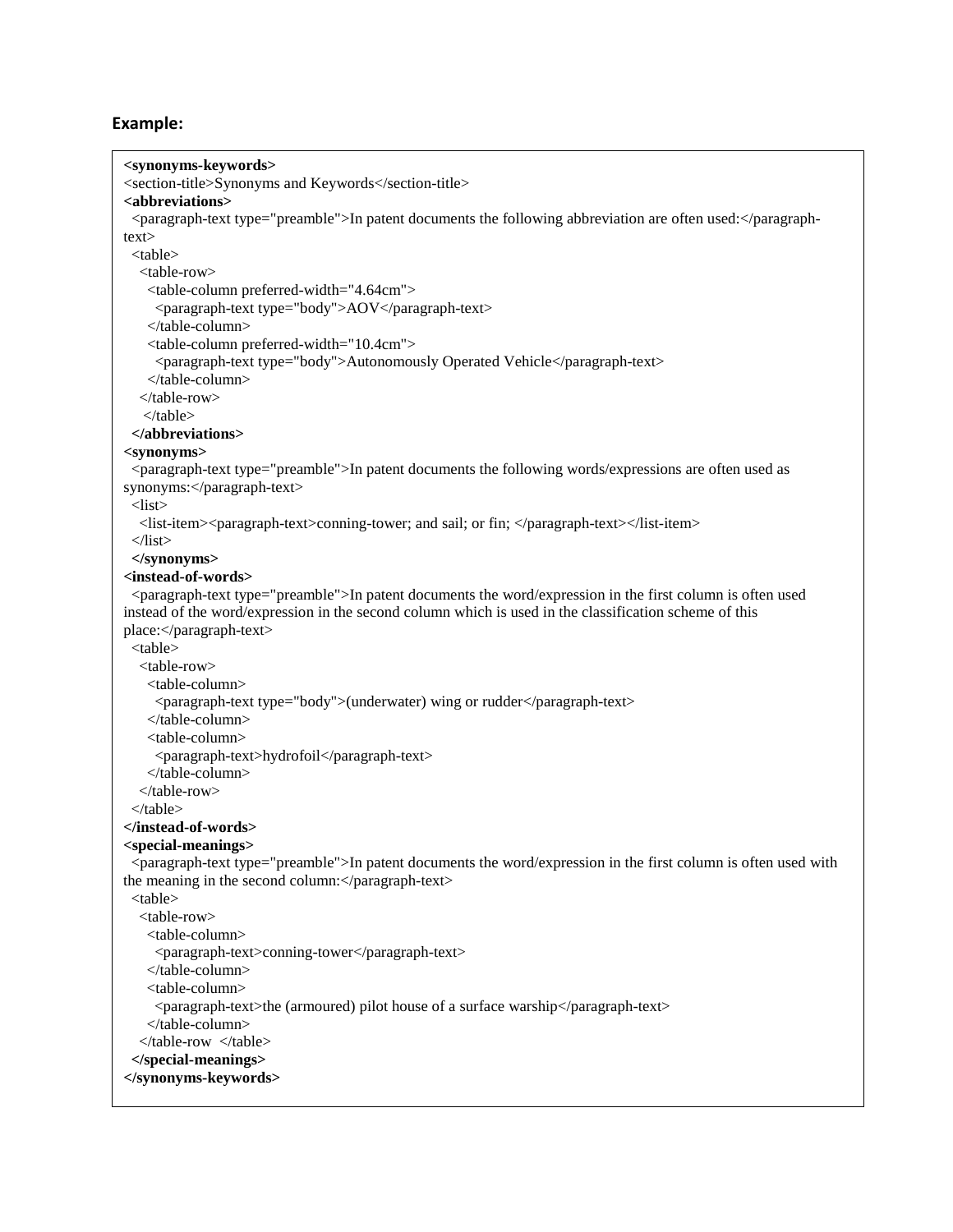### Example:

```
<synonyms-keywords>
<section-title>Synonyms and Keywords</section-title>
<abbreviations>
  <paragraph-text type="preamble">In patent documents the following abbreviation are often used:</paragraph-text>
  <table>
    <table-row>
      <table-column preferred-width="4.64cm">
        <paragraph-text type="body">AOV</paragraph-text>
      </table-column>
      <table-column preferred-width="10.4cm">
        <paragraph-text type="body">Autonomously Operated Vehicle</paragraph-text>
      </table-column>
    </table-row>
     </table>
  </abbreviations>
<synonyms>
  <paragraph-text type="preamble">In patent documents the following words/expressions are often used as synonyms:</paragraph-text>
  <list>
    <list-item><paragraph-text>conning-tower; and sail; or fin; </paragraph-text></list-item>
  </list>
  </synonyms>
<instead-of-words>
  <paragraph-text type="preamble">In patent documents the word/expression in the first column is often used instead of the word/expression in the second column which is used in the classification scheme of this place:</paragraph-text>
  <table>
    <table-row>
      <table-column>
        <paragraph-text type="body">(underwater) wing or rudder</paragraph-text>
      </table-column>
      <table-column>
        <paragraph-text>hydrofoil</paragraph-text>
      </table-column>
    </table-row>
  </table>
</instead-of-words>
<special-meanings>
  <paragraph-text type="preamble">In patent documents the word/expression in the first column is often used with the meaning in the second column:</paragraph-text>
  <table>
    <table-row>
      <table-column>
        <paragraph-text>conning-tower</paragraph-text>
      </table-column>
      <table-column>
        <paragraph-text>the (armoured) pilot house of a surface warship</paragraph-text>
      </table-column>
    </table-row  </table>
  </special-meanings>
</synonyms-keywords>
```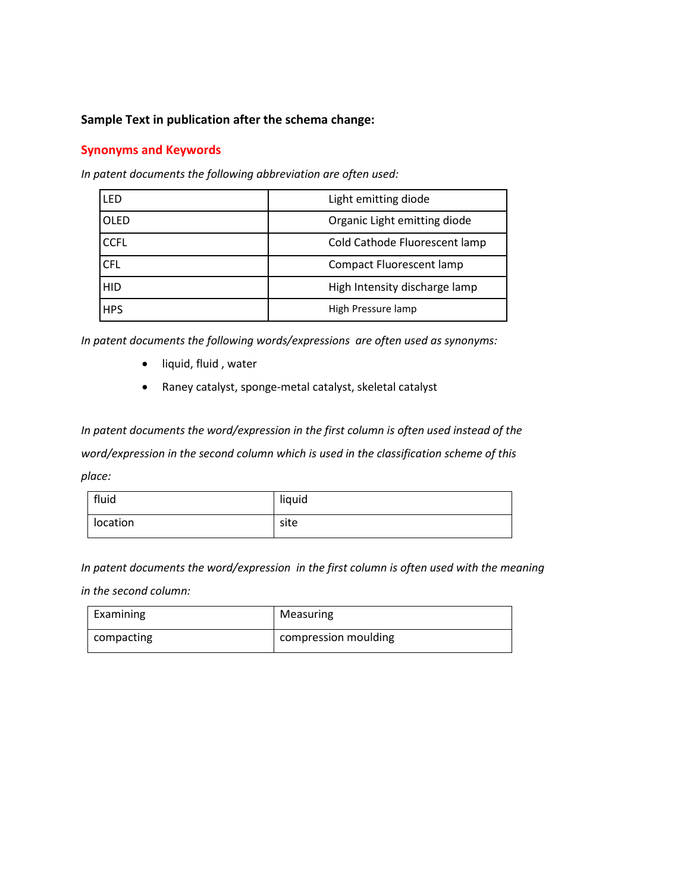**Sample Text in publication after the schema change:**

## Synonyms and Keywords

*In patent documents the following abbreviation are often used:*

| | |
|---|---|
| LED | Light emitting diode |
| OLED | Organic Light emitting diode |
| CCFL | Cold Cathode Fluorescent lamp |
| CFL | Compact Fluorescent lamp |
| HID | High Intensity discharge lamp |
| HPS | High Pressure lamp |

*In patent documents the following words/expressions are often used as synonyms:*

- liquid, fluid , water
- Raney catalyst, sponge-metal catalyst, skeletal catalyst

*In patent documents the word/expression in the first column is often used instead of the word/expression in the second column which is used in the classification scheme of this place:*

| | |
|---|---|
| fluid | liquid |
| location | site |

*In patent documents the word/expression in the first column is often used with the meaning in the second column:*

| | |
|---|---|
| Examining | Measuring |
| compacting | compression moulding |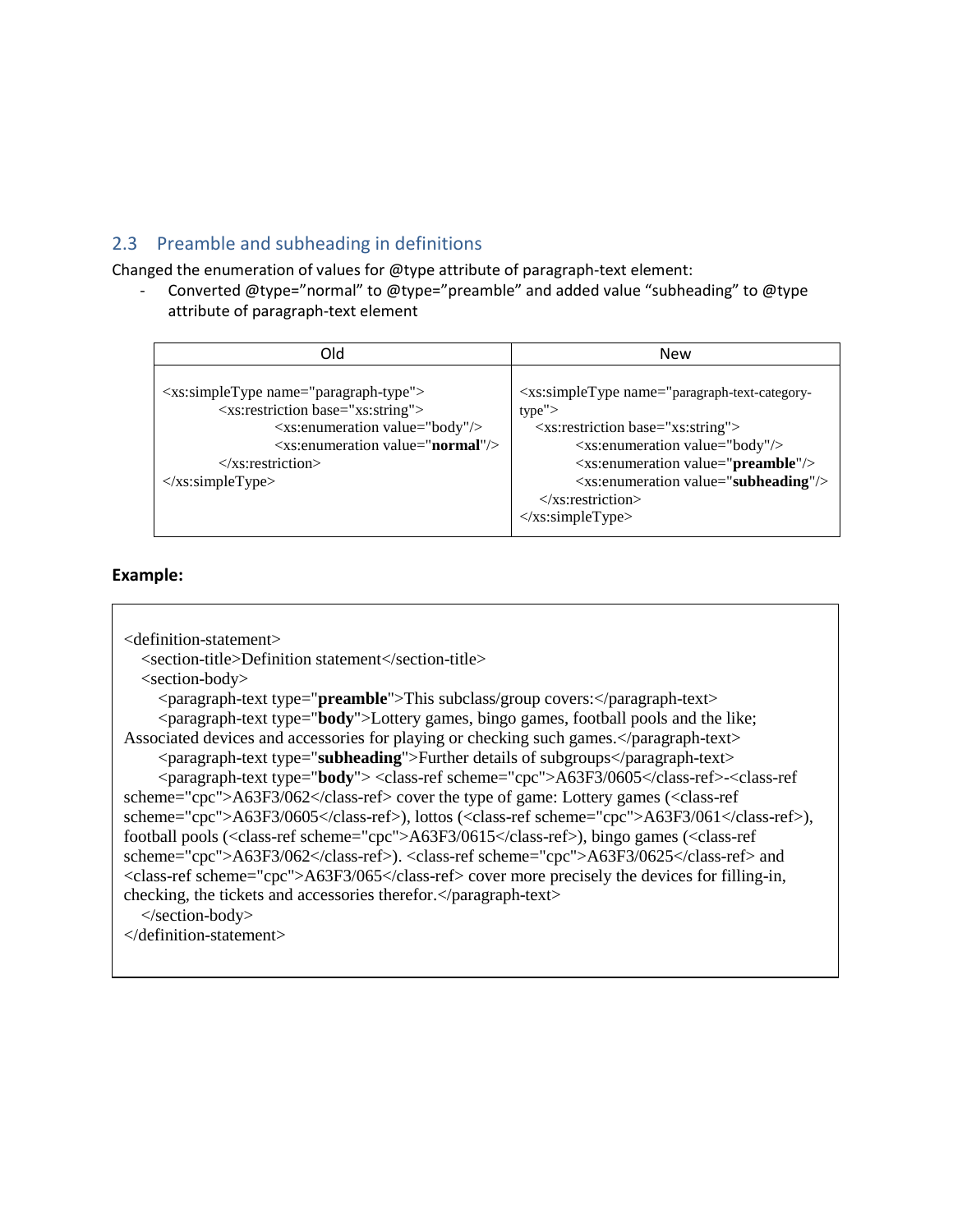## 2.3 Preamble and subheading in definitions

Changed the enumeration of values for @type attribute of paragraph-text element:

- Converted @type="normal" to @type="preamble" and added value "subheading" to @type attribute of paragraph-text element

| Old | New |
|---|---|
| `<xs:simpleType name="paragraph-type">`<br>`<xs:restriction base="xs:string">`<br>`<xs:enumeration value="body"/>`<br>`<xs:enumeration value="`**normal**`"/>`<br>`</xs:restriction>`<br>`</xs:simpleType>` | `<xs:simpleType name="paragraph-text-category-type">`<br>`<xs:restriction base="xs:string">`<br>`<xs:enumeration value="body"/>`<br>`<xs:enumeration value="`**preamble**`"/>`<br>`<xs:enumeration value="`**subheading**`"/>`<br>`</xs:restriction>`<br>`</xs:simpleType>` |

**Example:**

```
<definition-statement>
   <section-title>Definition statement</section-title>
   <section-body>
      <paragraph-text type="preamble">This subclass/group covers:</paragraph-text>
      <paragraph-text type="body">Lottery games, bingo games, football pools and the like;
Associated devices and accessories for playing or checking such games.</paragraph-text>
      <paragraph-text type="subheading">Further details of subgroups</paragraph-text>
      <paragraph-text type="body"> <class-ref scheme="cpc">A63F3/0605</class-ref>-<class-ref
scheme="cpc">A63F3/062</class-ref> cover the type of game: Lottery games (<class-ref
scheme="cpc">A63F3/0605</class-ref>), lottos (<class-ref scheme="cpc">A63F3/061</class-ref>),
football pools (<class-ref scheme="cpc">A63F3/0615</class-ref>), bingo games (<class-ref
scheme="cpc">A63F3/062</class-ref>). <class-ref scheme="cpc">A63F3/0625</class-ref> and
<class-ref scheme="cpc">A63F3/065</class-ref> cover more precisely the devices for filling-in,
checking, the tickets and accessories therefor.</paragraph-text>
   </section-body>
</definition-statement>
```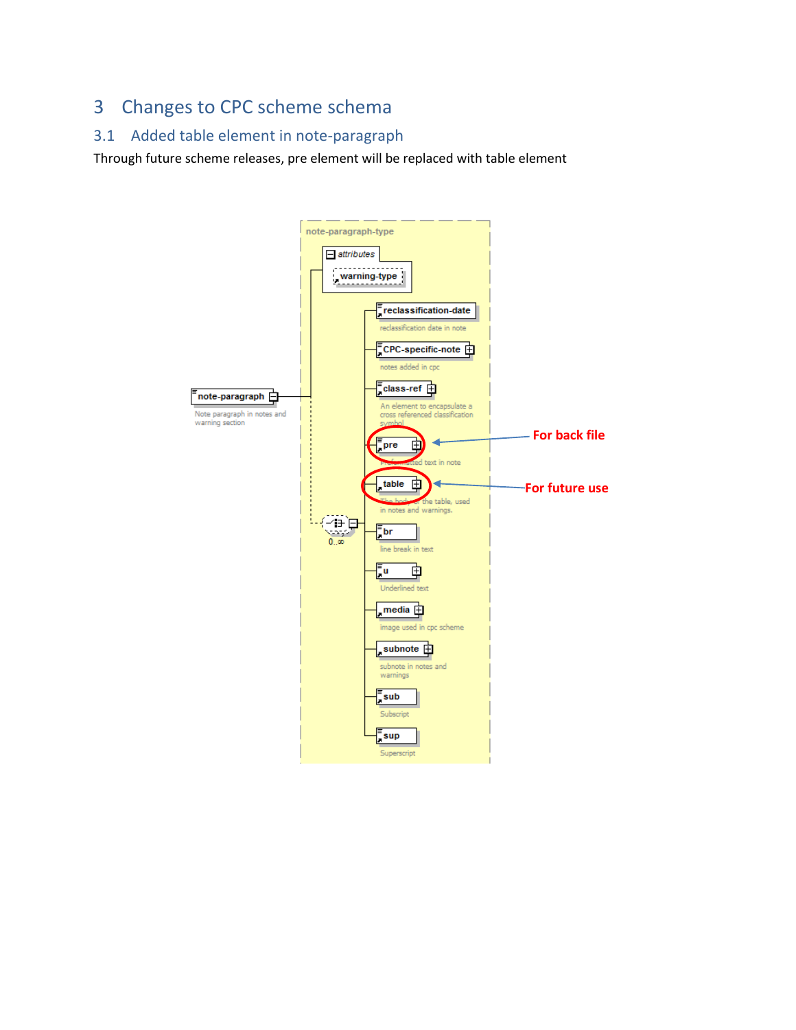## 3 Changes to CPC scheme schema

### 3.1 Added table element in note-paragraph

Through future scheme releases, pre element will be replaced with table element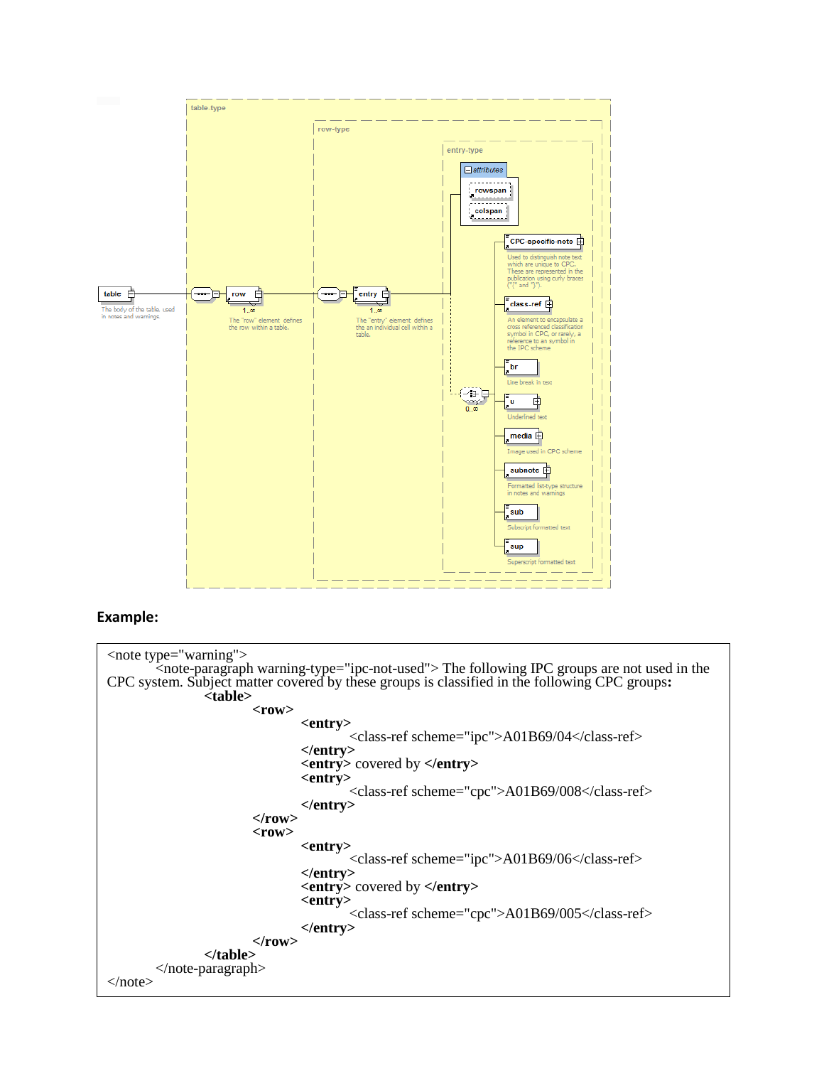table-type

row-type

entry-type

attributes

rowspan

colspan

table

The body of the table, used in notes and warnings.

row

1..∞

The "row" element defines the row within a table.

entry

1..∞

The "entry" element defines the an individual cell within a table.

0..∞

CPC-specific-note

Used to distinguish note text which are unique to CPC. These are represented in the publication using curly braces ("{" and "}").

class-ref

An element to encapsulate a cross referenced classification symbol in CPC, or rarely, a reference to an symbol in the IPC scheme

br

Line break in text

u

Underlined text

media

Image used in CPC scheme

subnote

Formatted list-type structure in notes and warnings

sub

Subscript formatted text

sup

Superscript formatted text

**Example:**

```
<note type="warning">
        <note-paragraph warning-type="ipc-not-used"> The following IPC groups are not used in the
CPC system. Subject matter covered by these groups is classified in the following CPC groups:
                <table>
                        <row>
                                <entry>
                                        <class-ref scheme="ipc">A01B69/04</class-ref>
                                </entry>
                                <entry> covered by </entry>
                                <entry>
                                        <class-ref scheme="cpc">A01B69/008</class-ref>
                                </entry>
                        </row>
                        <row>
                                <entry>
                                        <class-ref scheme="ipc">A01B69/06</class-ref>
                                </entry>
                                <entry> covered by </entry>
                                <entry>
                                        <class-ref scheme="cpc">A01B69/005</class-ref>
                                </entry>
                        </row>
                </table>
        </note-paragraph>
</note>
```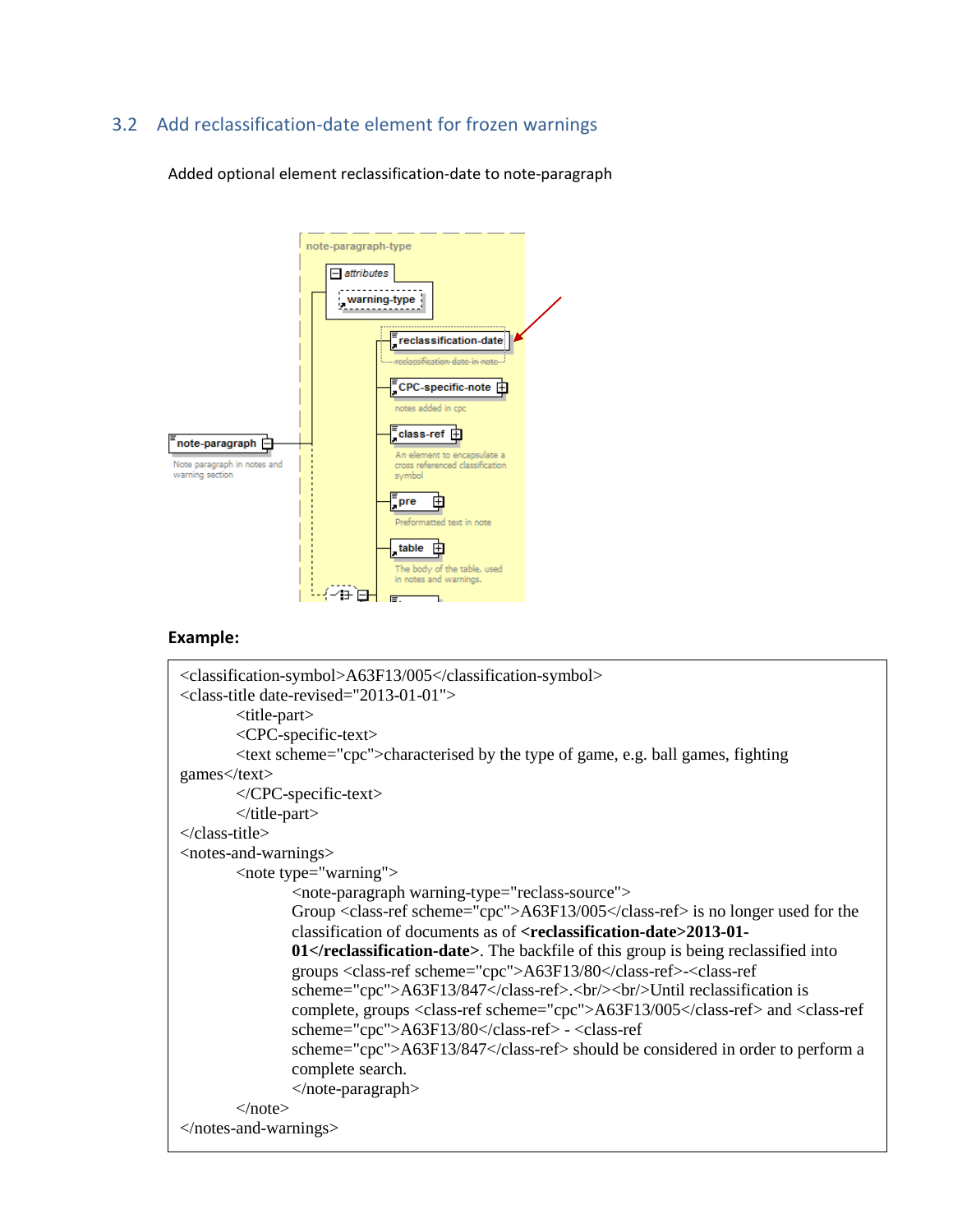## 3.2 Add reclassification-date element for frozen warnings

Added optional element reclassification-date to note-paragraph

**Example:**

```
<classification-symbol>A63F13/005</classification-symbol>
<class-title date-revised="2013-01-01">
        <title-part>
        <CPC-specific-text>
        <text scheme="cpc">characterised by the type of game, e.g. ball games, fighting
games</text>
        </CPC-specific-text>
        </title-part>
</class-title>
<notes-and-warnings>
        <note type="warning">
                <note-paragraph warning-type="reclass-source">
                Group <class-ref scheme="cpc">A63F13/005</class-ref> is no longer used for the
                classification of documents as of <reclassification-date>2013-01-
                01</reclassification-date>. The backfile of this group is being reclassified into
                groups <class-ref scheme="cpc">A63F13/80</class-ref>-<class-ref
                scheme="cpc">A63F13/847</class-ref>.<br/><br/>Until reclassification is
                complete, groups <class-ref scheme="cpc">A63F13/005</class-ref> and <class-ref
                scheme="cpc">A63F13/80</class-ref> - <class-ref
                scheme="cpc">A63F13/847</class-ref> should be considered in order to perform a
                complete search.
                </note-paragraph>
        </note>
</notes-and-warnings>
```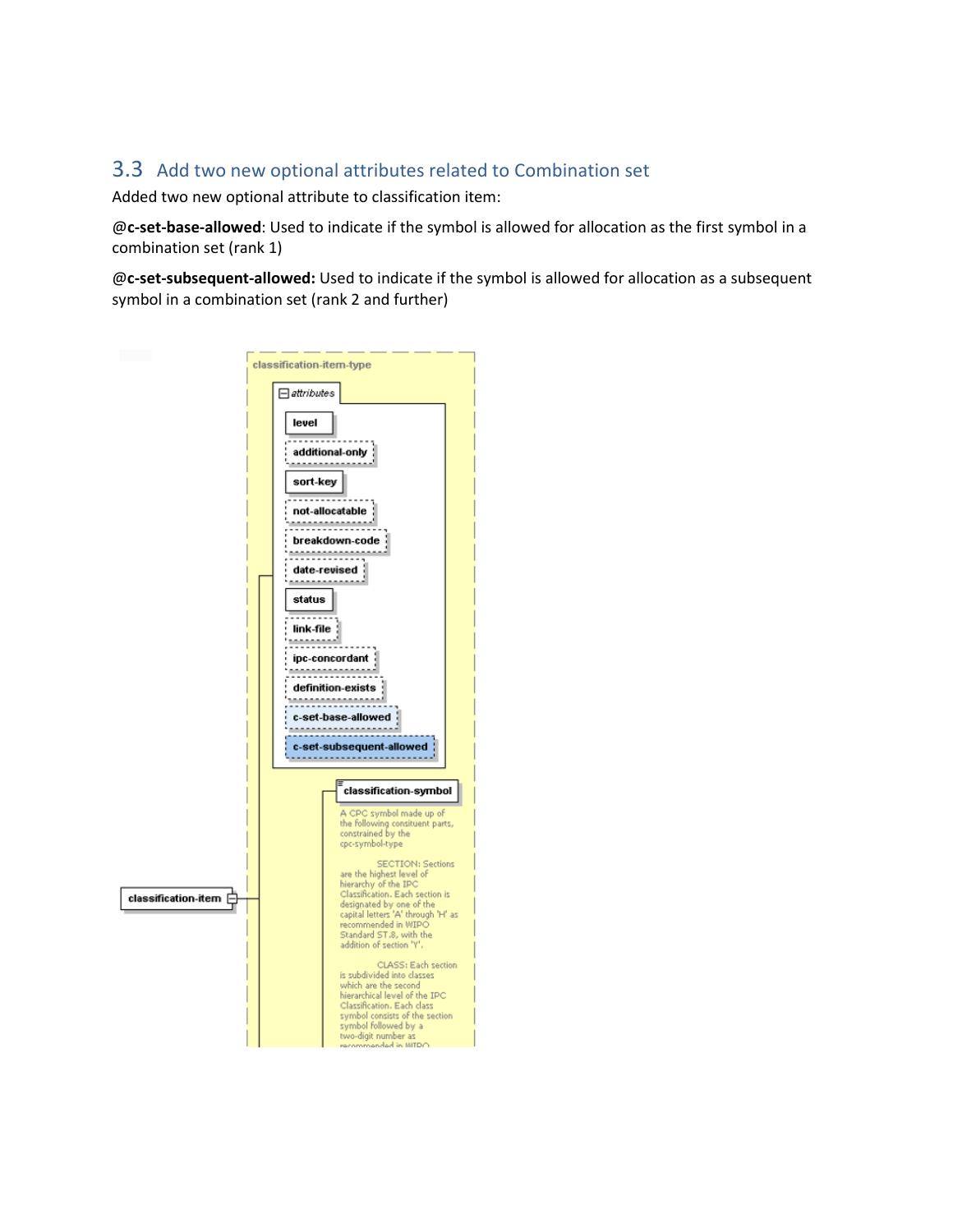## 3.3 Add two new optional attributes related to Combination set

Added two new optional attribute to classification item:

**@c-set-base-allowed**: Used to indicate if the symbol is allowed for allocation as the first symbol in a combination set (rank 1)

**@c-set-subsequent-allowed:** Used to indicate if the symbol is allowed for allocation as a subsequent symbol in a combination set (rank 2 and further)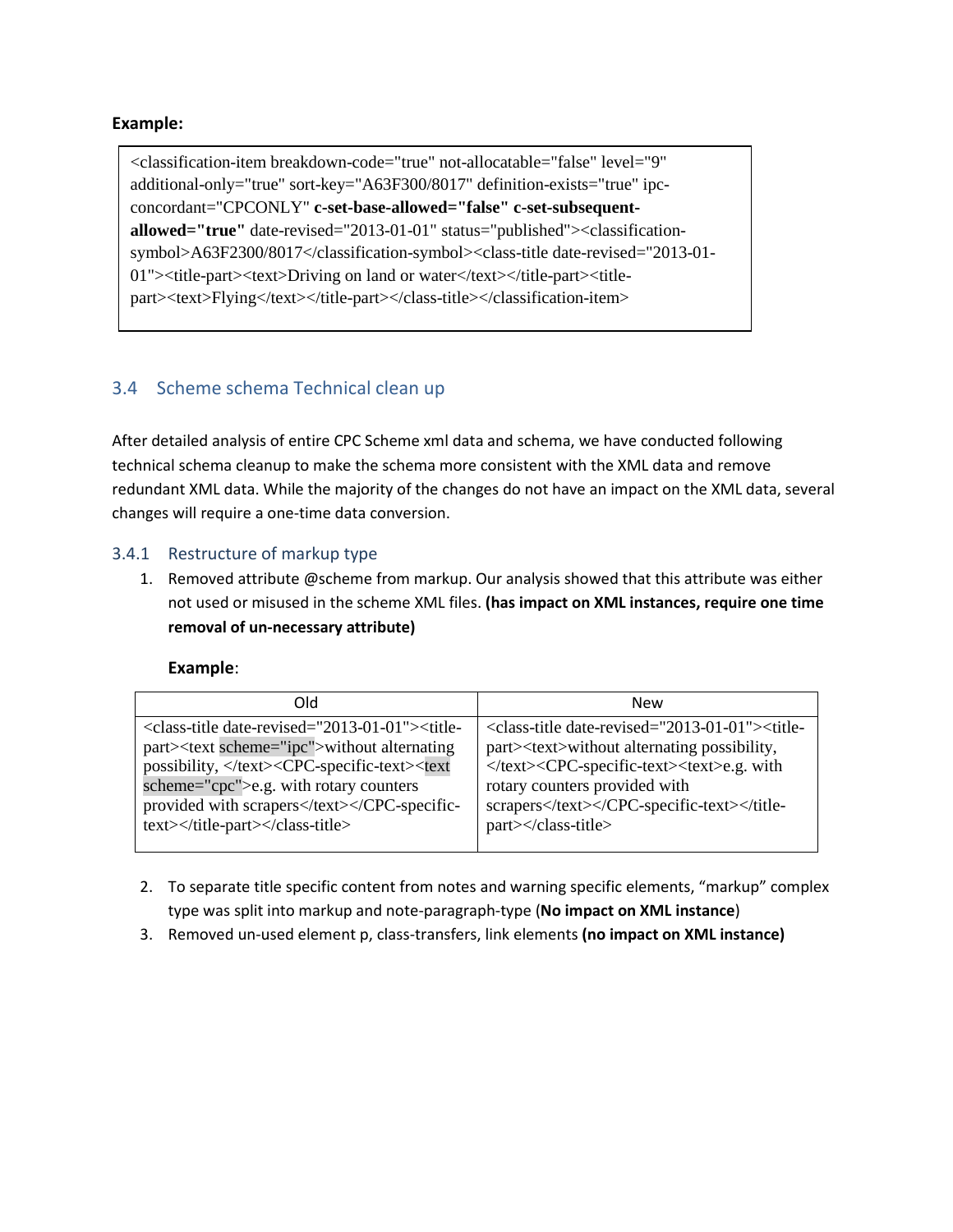**Example:**

```
<classification-item breakdown-code="true" not-allocatable="false" level="9" additional-only="true" sort-key="A63F300/8017" definition-exists="true" ipc-concordant="CPCONLY" c-set-base-allowed="false" c-set-subsequent-allowed="true" date-revised="2013-01-01" status="published"><classification-symbol>A63F2300/8017</classification-symbol><class-title date-revised="2013-01-01"><title-part><text>Driving on land or water</text></title-part><title-part><text>Flying</text></title-part></class-title></classification-item>
```

## 3.4 Scheme schema Technical clean up

After detailed analysis of entire CPC Scheme xml data and schema, we have conducted following technical schema cleanup to make the schema more consistent with the XML data and remove redundant XML data. While the majority of the changes do not have an impact on the XML data, several changes will require a one-time data conversion.

### 3.4.1 Restructure of markup type

1. Removed attribute @scheme from markup. Our analysis showed that this attribute was either not used or misused in the scheme XML files. **(has impact on XML instances, require one time removal of un-necessary attribute)**

   **Example**:

| Old | New |
|---|---|
| <class-title date-revised="2013-01-01"><title-part><text scheme="ipc">without alternating possibility, </text><CPC-specific-text><text scheme="cpc">e.g. with rotary counters provided with scrapers</text></CPC-specific-text></title-part></class-title> | <class-title date-revised="2013-01-01"><title-part><text>without alternating possibility, </text><CPC-specific-text><text>e.g. with rotary counters provided with scrapers</text></CPC-specific-text></title-part></class-title> |

2. To separate title specific content from notes and warning specific elements, "markup" complex type was split into markup and note-paragraph-type (**No impact on XML instance**)
3. Removed un-used element p, class-transfers, link elements **(no impact on XML instance)**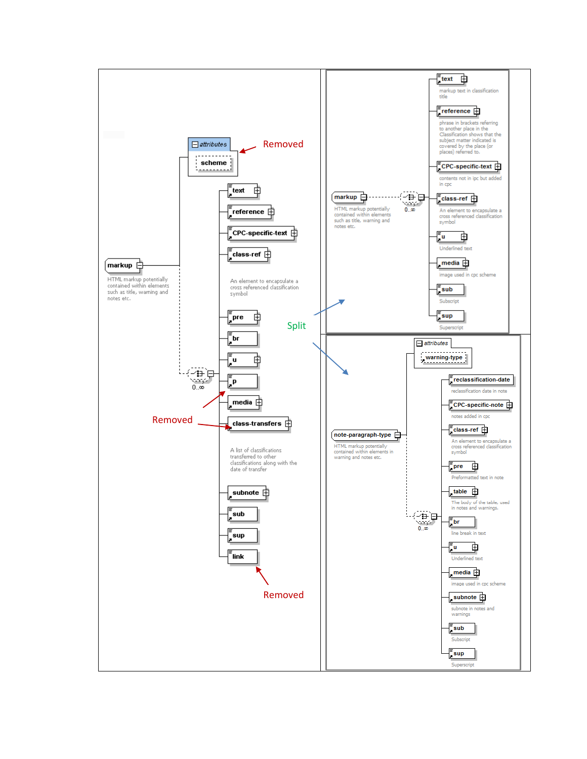attributes

scheme

Removed

markup

HTML markup potentially contained within elements such as title, warning and notes etc.

text

reference

CPC-specific-text

class-ref

An element to encapsulate a cross referenced classification symbol

pre

br

u

p

media

class-transfers

A list of classifications transferred to other classifications along with the date of transfer

subnote

sub

sup

link

0..∞

Removed

Removed

Split

markup

HTML markup potentially contained within elements such as title, warning and notes etc.

0..∞

text

markup text in classification title

reference

phrase in brackets referring to another place in the Classification shows that the subject matter indicated is covered by the place (or places) referred to.

CPC-specific-text

contents not in ipc but added in cpc

class-ref

An element to encapsulate a cross referenced classification symbol

u

Underlined text

media

image used in cpc scheme

sub

Subscript

sup

Superscript

note-paragraph-type

HTML markup potentially contained within elements in warning and notes etc.

attributes

warning-type

0..∞

reclassification-date

reclassification date in note

CPC-specific-note

notes added in cpc

class-ref

An element to encapsulate a cross referenced classification symbol

pre

Preformatted text in note

table

The body of the table, used in notes and warnings.

br

line break in text

u

Underlined text

media

image used in cpc scheme

subnote

subnote in notes and warnings

sub

Subscript

sup

Superscript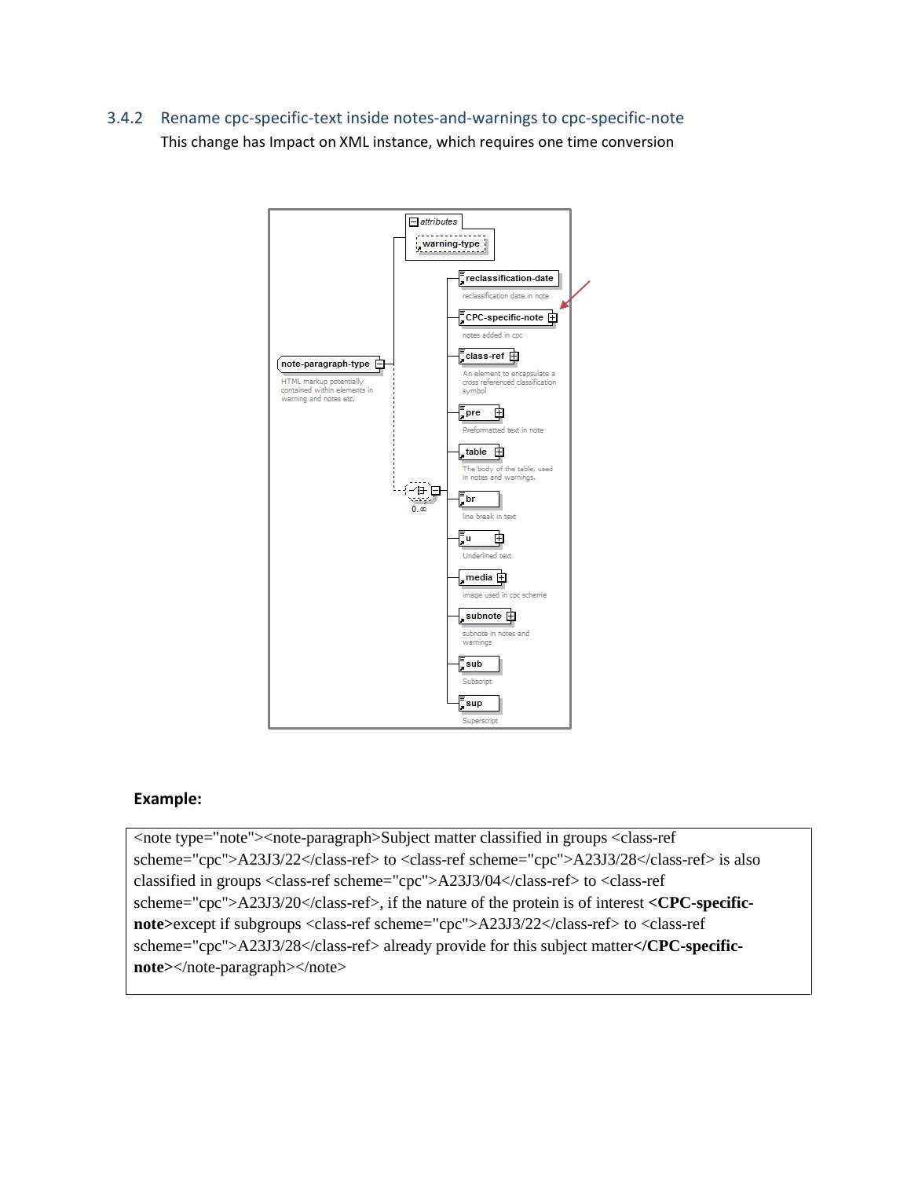### 3.4.2 Rename cpc-specific-text inside notes-and-warnings to cpc-specific-note

This change has Impact on XML instance, which requires one time conversion

**Example:**

```
<note type="note"><note-paragraph>Subject matter classified in groups <class-ref scheme="cpc">A23J3/22</class-ref> to <class-ref scheme="cpc">A23J3/28</class-ref> is also classified in groups <class-ref scheme="cpc">A23J3/04</class-ref> to <class-ref scheme="cpc">A23J3/20</class-ref>, if the nature of the protein is of interest <CPC-specific-note>except if subgroups <class-ref scheme="cpc">A23J3/22</class-ref> to <class-ref scheme="cpc">A23J3/28</class-ref> already provide for this subject matter</CPC-specific-note></note-paragraph></note>
```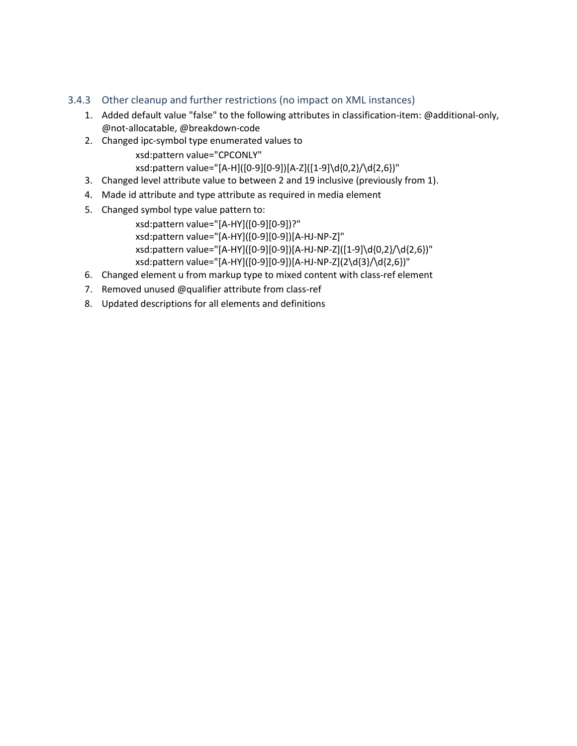### 3.4.3 Other cleanup and further restrictions (no impact on XML instances)

1. Added default value "false" to the following attributes in classification-item: @additional-only, @not-allocatable, @breakdown-code
2. Changed ipc-symbol type enumerated values to

   xsd:pattern value="CPCONLY"
   xsd:pattern value="[A-H]([0-9][0-9])[A-Z]([1-9]\d{0,2}/\d{2,6})"

3. Changed level attribute value to between 2 and 19 inclusive (previously from 1).
4. Made id attribute and type attribute as required in media element
5. Changed symbol type value pattern to:

   xsd:pattern value="[A-HY]([0-9][0-9])?"
   xsd:pattern value="[A-HY]([0-9][0-9])[A-HJ-NP-Z]"
   xsd:pattern value="[A-HY]([0-9][0-9])[A-HJ-NP-Z]([1-9]\d{0,2}/\d{2,6})"
   xsd:pattern value="[A-HY]([0-9][0-9])[A-HJ-NP-Z](2\d{3}/\d{2,6})"

6. Changed element u from markup type to mixed content with class-ref element
7. Removed unused @qualifier attribute from class-ref
8. Updated descriptions for all elements and definitions